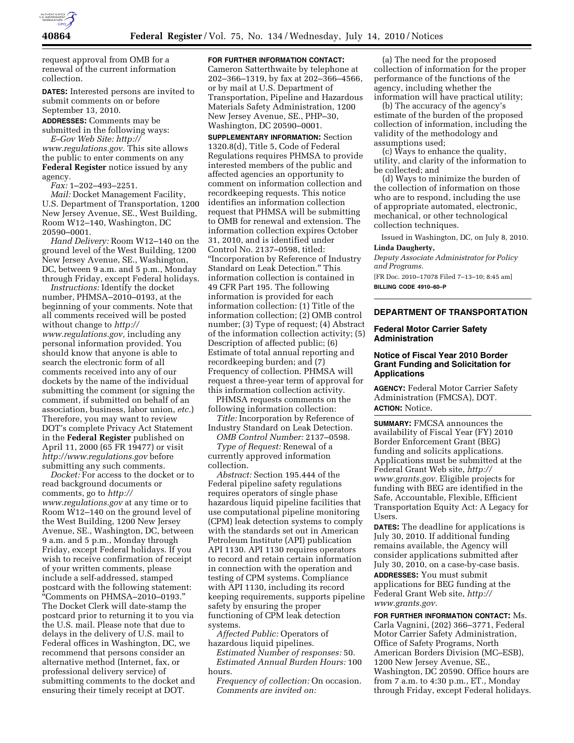request approval from OMB for a renewal of the current information collection.

**DATES:** Interested persons are invited to submit comments on or before September 13, 2010.

**ADDRESSES:** Comments may be submitted in the following ways:

*E–Gov Web Site: http://www.regulations.gov.* This site allows the public to enter comments on any **Federal Register** notice issued by any agency.

*Fax:* 1–202–493–2251.

*Mail:* Docket Management Facility, U.S. Department of Transportation, 1200 New Jersey Avenue, SE., West Building, Room W12–140, Washington, DC 20590–0001.

*Hand Delivery:* Room W12–140 on the ground level of the West Building, 1200 New Jersey Avenue, SE., Washington, DC, between 9 a.m. and 5 p.m., Monday through Friday, except Federal holidays.

*Instructions:* Identify the docket number, PHMSA–2010–0193, at the beginning of your comments. Note that all comments received will be posted without change to *http://www.regulations.gov,* including any personal information provided. You should know that anyone is able to search the electronic form of all comments received into any of our dockets by the name of the individual submitting the comment (or signing the comment, if submitted on behalf of an association, business, labor union, *etc.*) Therefore, you may want to review DOT's complete Privacy Act Statement in the **Federal Register** published on April 11, 2000 (65 FR 19477) or visit *http://www.regulations.gov* before submitting any such comments.

*Docket:* For access to the docket or to read background documents or comments, go to *http://www.regulations.gov* at any time or to Room W12–140 on the ground level of the West Building, 1200 New Jersey Avenue, SE., Washington, DC, between 9 a.m. and 5 p.m., Monday through Friday, except Federal holidays. If you wish to receive confirmation of receipt of your written comments, please include a self-addressed, stamped postcard with the following statement: "Comments on PHMSA–2010–0193." The Docket Clerk will date-stamp the postcard prior to returning it to you via the U.S. mail. Please note that due to delays in the delivery of U.S. mail to Federal offices in Washington, DC, we recommend that persons consider an alternative method (Internet, fax, or professional delivery service) of submitting comments to the docket and ensuring their timely receipt at DOT.

**FOR FURTHER INFORMATION CONTACT:** Cameron Satterthwaite by telephone at 202–366–1319, by fax at 202–366–4566, or by mail at U.S. Department of Transportation, Pipeline and Hazardous Materials Safety Administration, 1200 New Jersey Avenue, SE., PHP–30, Washington, DC 20590–0001.

**SUPPLEMENTARY INFORMATION:** Section 1320.8(d), Title 5, Code of Federal Regulations requires PHMSA to provide interested members of the public and affected agencies an opportunity to comment on information collection and recordkeeping requests. This notice identifies an information collection request that PHMSA will be submitting to OMB for renewal and extension. The information collection expires October 31, 2010, and is identified under Control No. 2137–0598, titled: "Incorporation by Reference of Industry Standard on Leak Detection." This information collection is contained in 49 CFR Part 195. The following information is provided for each information collection: (1) Title of the information collection; (2) OMB control number; (3) Type of request; (4) Abstract of the information collection activity; (5) Description of affected public; (6) Estimate of total annual reporting and recordkeeping burden; and (7) Frequency of collection. PHMSA will request a three-year term of approval for this information collection activity.

PHMSA requests comments on the following information collection:

*Title:* Incorporation by Reference of Industry Standard on Leak Detection.

*OMB Control Number:* 2137–0598.

*Type of Request:* Renewal of a currently approved information collection.

*Abstract:* Section 195.444 of the Federal pipeline safety regulations requires operators of single phase hazardous liquid pipeline facilities that use computational pipeline monitoring (CPM) leak detection systems to comply with the standards set out in American Petroleum Institute (API) publication API 1130. API 1130 requires operators to record and retain certain information in connection with the operation and testing of CPM systems. Compliance with API 1130, including its record keeping requirements, supports pipeline safety by ensuring the proper functioning of CPM leak detection systems.

*Affected Public:* Operators of hazardous liquid pipelines.

*Estimated Number of responses:* 50.

*Estimated Annual Burden Hours:* 100 hours.

*Frequency of collection:* On occasion.

*Comments are invited on:*

(a) The need for the proposed collection of information for the proper performance of the functions of the agency, including whether the information will have practical utility;

(b) The accuracy of the agency's estimate of the burden of the proposed collection of information, including the validity of the methodology and assumptions used;

(c) Ways to enhance the quality, utility, and clarity of the information to be collected; and

(d) Ways to minimize the burden of the collection of information on those who are to respond, including the use of appropriate automated, electronic, mechanical, or other technological collection techniques.

Issued in Washington, DC, on July 8, 2010.

**Linda Daugherty,**

*Deputy Associate Administrator for Policy and Programs.*

[FR Doc. 2010–17078 Filed 7–13–10; 8:45 am]

**BILLING CODE 4910–60–P**

## DEPARTMENT OF TRANSPORTATION

### Federal Motor Carrier Safety Administration

### Notice of Fiscal Year 2010 Border Grant Funding and Solicitation for Applications

**AGENCY:** Federal Motor Carrier Safety Administration (FMCSA), DOT.

**ACTION:** Notice.

**SUMMARY:** FMCSA announces the availability of Fiscal Year (FY) 2010 Border Enforcement Grant (BEG) funding and solicits applications. Applications must be submitted at the Federal Grant Web site, *http://www.grants.gov.* Eligible projects for funding with BEG are identified in the Safe, Accountable, Flexible, Efficient Transportation Equity Act: A Legacy for Users.

**DATES:** The deadline for applications is July 30, 2010. If additional funding remains available, the Agency will consider applications submitted after July 30, 2010, on a case-by-case basis.

**ADDRESSES:** You must submit applications for BEG funding at the Federal Grant Web site, *http://www.grants.gov.*

**FOR FURTHER INFORMATION CONTACT:** Ms. Carla Vagnini, (202) 366–3771, Federal Motor Carrier Safety Administration, Office of Safety Programs, North American Borders Division (MC–ESB), 1200 New Jersey Avenue, SE., Washington, DC 20590. Office hours are from 7 a.m. to 4:30 p.m., ET., Monday through Friday, except Federal holidays.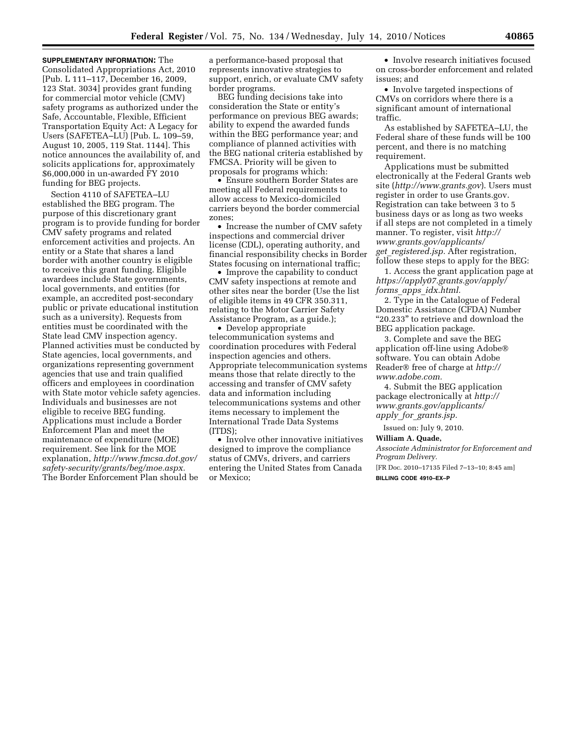**SUPPLEMENTARY INFORMATION:** The Consolidated Appropriations Act, 2010 [Pub. L 111–117, December 16, 2009, 123 Stat. 3034] provides grant funding for commercial motor vehicle (CMV) safety programs as authorized under the Safe, Accountable, Flexible, Efficient Transportation Equity Act: A Legacy for Users (SAFETEA–LU) [Pub. L. 109–59, August 10, 2005, 119 Stat. 1144]. This notice announces the availability of, and solicits applications for, approximately $6,000,000 in un-awarded FY 2010 funding for BEG projects.

Section 4110 of SAFETEA–LU established the BEG program. The purpose of this discretionary grant program is to provide funding for border CMV safety programs and related enforcement activities and projects. An entity or a State that shares a land border with another country is eligible to receive this grant funding. Eligible awardees include State governments, local governments, and entities (for example, an accredited post-secondary public or private educational institution such as a university). Requests from entities must be coordinated with the State lead CMV inspection agency. Planned activities must be conducted by State agencies, local governments, and organizations representing government agencies that use and train qualified officers and employees in coordination with State motor vehicle safety agencies. Individuals and businesses are not eligible to receive BEG funding. Applications must include a Border Enforcement Plan and meet the maintenance of expenditure (MOE) requirement. See link for the MOE explanation, *http://www.fmcsa.dot.gov/safety-security/grants/beg/moe.aspx*. The Border Enforcement Plan should be a performance-based proposal that represents innovative strategies to support, enrich, or evaluate CMV safety border programs.

BEG funding decisions take into consideration the State or entity's performance on previous BEG awards; ability to expend the awarded funds within the BEG performance year; and compliance of planned activities with the BEG national criteria established by FMCSA. Priority will be given to proposals for programs which:

- Ensure southern Border States are meeting all Federal requirements to allow access to Mexico-domiciled carriers beyond the border commercial zones;
- Increase the number of CMV safety inspections and commercial driver license (CDL), operating authority, and financial responsibility checks in Border States focusing on international traffic;
- Improve the capability to conduct CMV safety inspections at remote and other sites near the border (Use the list of eligible items in 49 CFR 350.311, relating to the Motor Carrier Safety Assistance Program, as a guide.);
- Develop appropriate telecommunication systems and coordination procedures with Federal inspection agencies and others. Appropriate telecommunication systems means those that relate directly to the accessing and transfer of CMV safety data and information including telecommunications systems and other items necessary to implement the International Trade Data Systems (ITDS);
- Involve other innovative initiatives designed to improve the compliance status of CMVs, drivers, and carriers entering the United States from Canada or Mexico;
- Involve research initiatives focused on cross-border enforcement and related issues; and
- Involve targeted inspections of CMVs on corridors where there is a significant amount of international traffic.

As established by SAFETEA–LU, the Federal share of these funds will be 100 percent, and there is no matching requirement.

Applications must be submitted electronically at the Federal Grants web site (*http://www.grants.gov*). Users must register in order to use Grants.gov. Registration can take between 3 to 5 business days or as long as two weeks if all steps are not completed in a timely manner. To register, visit *http://www.grants.gov/applicants/get_registered.jsp.* After registration, follow these steps to apply for the BEG:

1. Access the grant application page at *https://apply07.grants.gov/apply/forms_apps_idx.html.*
2. Type in the Catalogue of Federal Domestic Assistance (CFDA) Number "20.233" to retrieve and download the BEG application package.
3. Complete and save the BEG application off-line using Adobe® software. You can obtain Adobe Reader® free of charge at *http://www.adobe.com.*
4. Submit the BEG application package electronically at *http://www.grants.gov/applicants/apply_for_grants.jsp.*

Issued on: July 9, 2010.

**William A. Quade,**

*Associate Administrator for Enforcement and Program Delivery.*

[FR Doc. 2010–17135 Filed 7–13–10; 8:45 am]

**BILLING CODE 4910–EX–P**